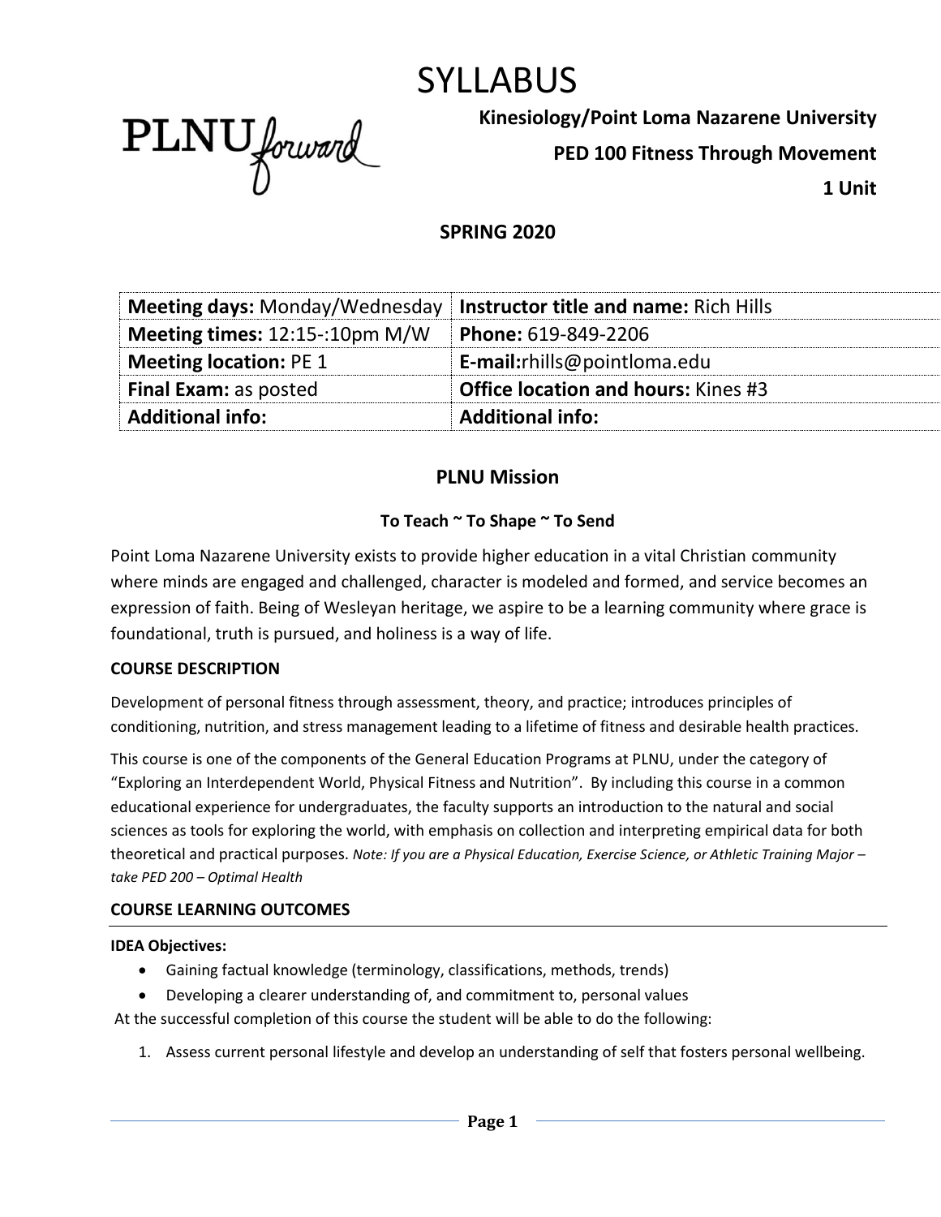# SYLLABUS

**Kinesiology/Point Loma Nazarene University**

**PED 100 Fitness Through Movement**

**1 Unit**

**SPRING 2020**

| **Meeting days:** Monday/Wednesday | **Instructor title and name:** Rich Hills |
|---|---|
| **Meeting times:** 12:15-:10pm M/W | **Phone:** 619-849-2206 |
| **Meeting location:** PE 1 | **E-mail:**rhills@pointloma.edu |
| **Final Exam:** as posted | **Office location and hours:** Kines #3 |
| **Additional info:** | **Additional info:** |

## PLNU Mission

### To Teach ~ To Shape ~ To Send

Point Loma Nazarene University exists to provide higher education in a vital Christian community where minds are engaged and challenged, character is modeled and formed, and service becomes an expression of faith. Being of Wesleyan heritage, we aspire to be a learning community where grace is foundational, truth is pursued, and holiness is a way of life.

### COURSE DESCRIPTION

Development of personal fitness through assessment, theory, and practice; introduces principles of conditioning, nutrition, and stress management leading to a lifetime of fitness and desirable health practices.

This course is one of the components of the General Education Programs at PLNU, under the category of "Exploring an Interdependent World, Physical Fitness and Nutrition". By including this course in a common educational experience for undergraduates, the faculty supports an introduction to the natural and social sciences as tools for exploring the world, with emphasis on collection and interpreting empirical data for both theoretical and practical purposes. *Note: If you are a Physical Education, Exercise Science, or Athletic Training Major – take PED 200 – Optimal Health*

### COURSE LEARNING OUTCOMES

**IDEA Objectives:**

- Gaining factual knowledge (terminology, classifications, methods, trends)
- Developing a clearer understanding of, and commitment to, personal values

At the successful completion of this course the student will be able to do the following:

1. Assess current personal lifestyle and develop an understanding of self that fosters personal wellbeing.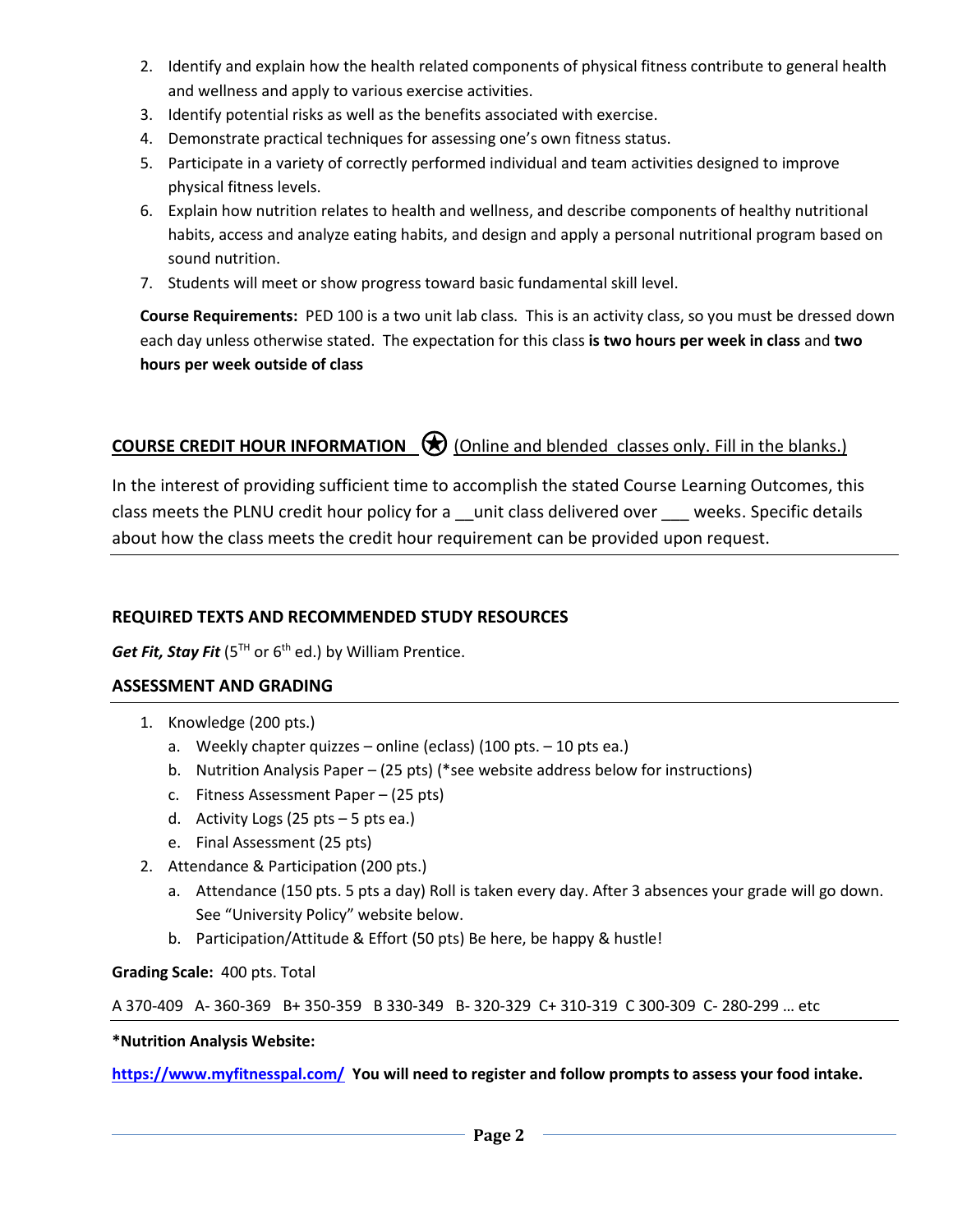2. Identify and explain how the health related components of physical fitness contribute to general health and wellness and apply to various exercise activities.
3. Identify potential risks as well as the benefits associated with exercise.
4. Demonstrate practical techniques for assessing one's own fitness status.
5. Participate in a variety of correctly performed individual and team activities designed to improve physical fitness levels.
6. Explain how nutrition relates to health and wellness, and describe components of healthy nutritional habits, access and analyze eating habits, and design and apply a personal nutritional program based on sound nutrition.
7. Students will meet or show progress toward basic fundamental skill level.

**Course Requirements:** PED 100 is a two unit lab class. This is an activity class, so you must be dressed down each day unless otherwise stated. The expectation for this class **is two hours per week in class** and **two hours per week outside of class**

## COURSE CREDIT HOUR INFORMATION (Online and blended classes only. Fill in the blanks.)

In the interest of providing sufficient time to accomplish the stated Course Learning Outcomes, this class meets the PLNU credit hour policy for a __unit class delivered over ___ weeks. Specific details about how the class meets the credit hour requirement can be provided upon request.

## REQUIRED TEXTS AND RECOMMENDED STUDY RESOURCES

***Get Fit, Stay Fit*** (5TH or 6th ed.) by William Prentice.

## ASSESSMENT AND GRADING

1. Knowledge (200 pts.)
   a. Weekly chapter quizzes – online (eclass) (100 pts. – 10 pts ea.)
   b. Nutrition Analysis Paper – (25 pts) (*see website address below for instructions)
   c. Fitness Assessment Paper – (25 pts)
   d. Activity Logs (25 pts – 5 pts ea.)
   e. Final Assessment (25 pts)
2. Attendance & Participation (200 pts.)
   a. Attendance (150 pts. 5 pts a day) Roll is taken every day. After 3 absences your grade will go down. See "University Policy" website below.
   b. Participation/Attitude & Effort (50 pts) Be here, be happy & hustle!

**Grading Scale:** 400 pts. Total

A 370-409 A- 360-369 B+ 350-359 B 330-349 B- 320-329 C+ 310-319 C 300-309 C- 280-299 … etc

**\*Nutrition Analysis Website:**

**https://www.myfitnesspal.com/ You will need to register and follow prompts to assess your food intake.**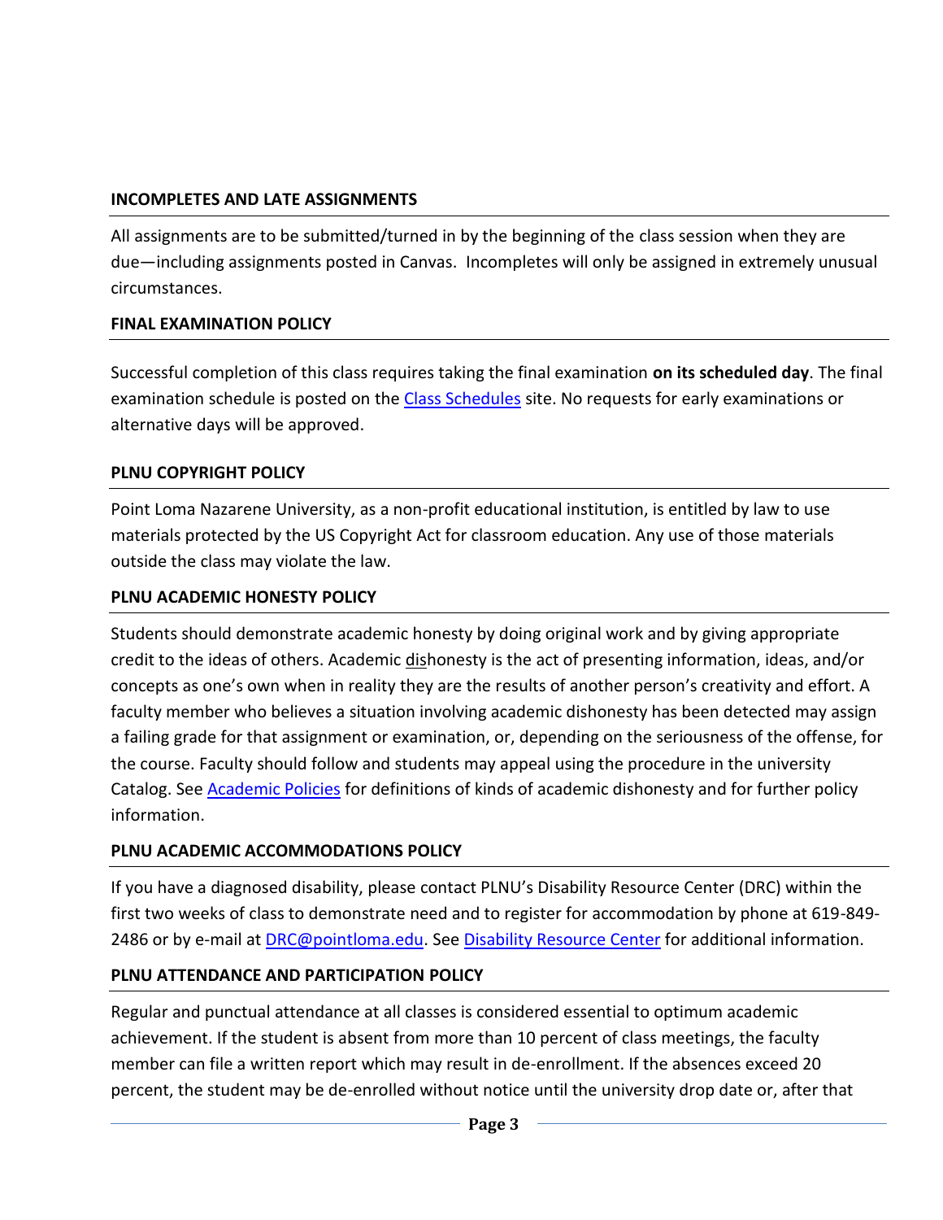### INCOMPLETES AND LATE ASSIGNMENTS

All assignments are to be submitted/turned in by the beginning of the class session when they are due—including assignments posted in Canvas. Incompletes will only be assigned in extremely unusual circumstances.

### FINAL EXAMINATION POLICY

Successful completion of this class requires taking the final examination **on its scheduled day**. The final examination schedule is posted on the Class Schedules site. No requests for early examinations or alternative days will be approved.

### PLNU COPYRIGHT POLICY

Point Loma Nazarene University, as a non-profit educational institution, is entitled by law to use materials protected by the US Copyright Act for classroom education. Any use of those materials outside the class may violate the law.

### PLNU ACADEMIC HONESTY POLICY

Students should demonstrate academic honesty by doing original work and by giving appropriate credit to the ideas of others. Academic dishonesty is the act of presenting information, ideas, and/or concepts as one's own when in reality they are the results of another person's creativity and effort. A faculty member who believes a situation involving academic dishonesty has been detected may assign a failing grade for that assignment or examination, or, depending on the seriousness of the offense, for the course. Faculty should follow and students may appeal using the procedure in the university Catalog. See Academic Policies for definitions of kinds of academic dishonesty and for further policy information.

### PLNU ACADEMIC ACCOMMODATIONS POLICY

If you have a diagnosed disability, please contact PLNU's Disability Resource Center (DRC) within the first two weeks of class to demonstrate need and to register for accommodation by phone at 619-849-2486 or by e-mail at DRC@pointloma.edu. See Disability Resource Center for additional information.

### PLNU ATTENDANCE AND PARTICIPATION POLICY

Regular and punctual attendance at all classes is considered essential to optimum academic achievement. If the student is absent from more than 10 percent of class meetings, the faculty member can file a written report which may result in de-enrollment. If the absences exceed 20 percent, the student may be de-enrolled without notice until the university drop date or, after that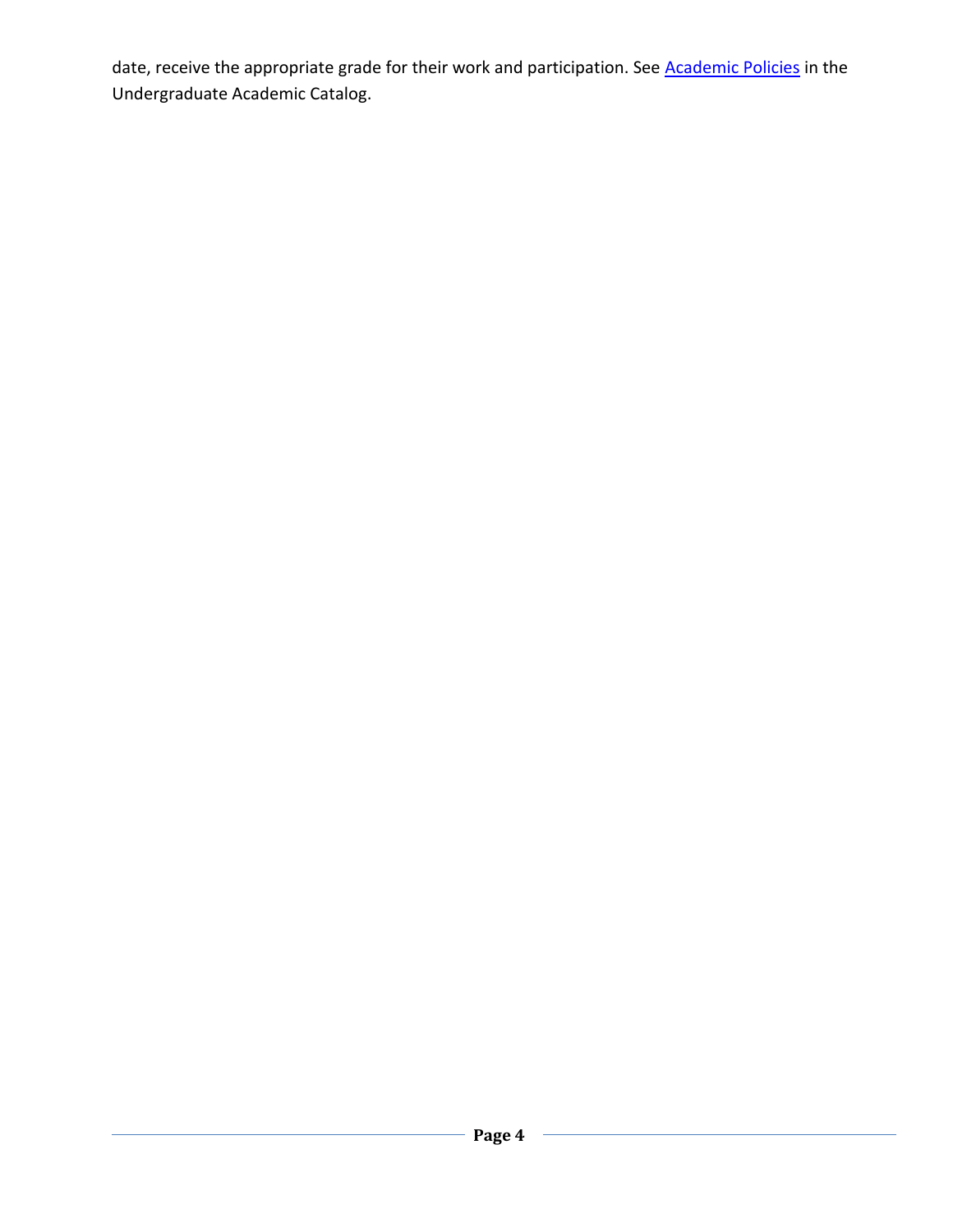date, receive the appropriate grade for their work and participation. See [Academic Policies] in the Undergraduate Academic Catalog.